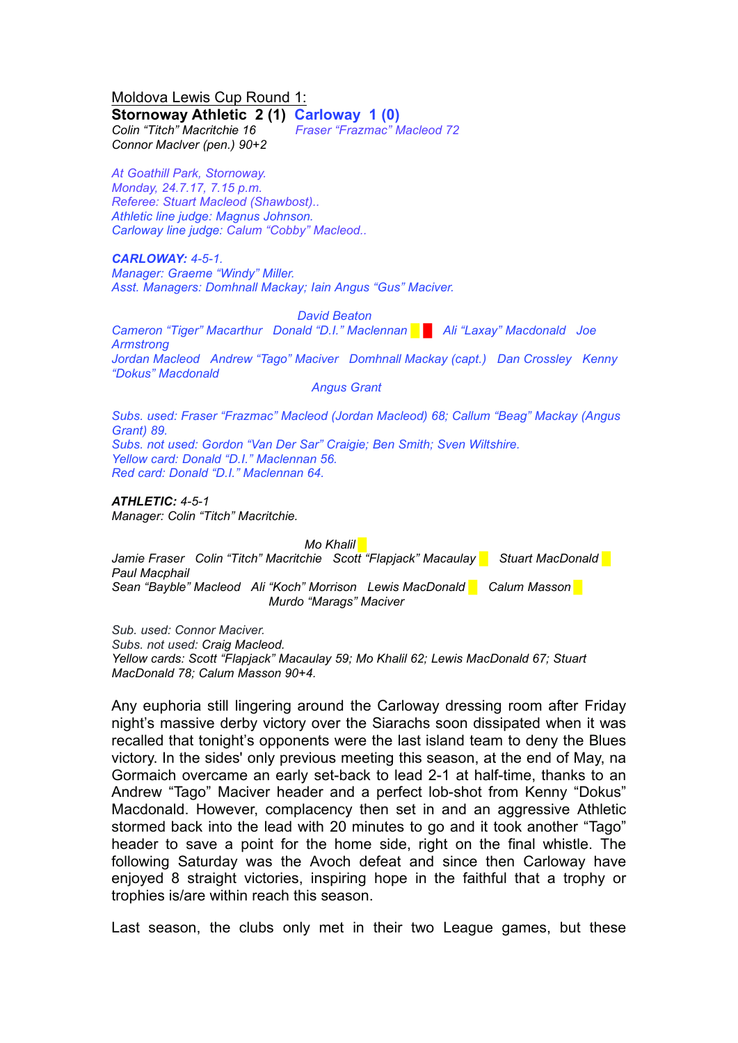Moldova Lewis Cup Round 1:

**Stornoway Athletic 2 (1)** **Carloway 1 (0)**

*Colin "Titch" Macritchie 16* — *Fraser "Frazmac" Macleod 72*

*Connor MacIver (pen.) 90+2*

*At Goathill Park, Stornoway.*
*Monday, 24.7.17, 7.15 p.m.*
*Referee: Stuart Macleod (Shawbost)..*
*Athletic line judge: Magnus Johnson.*
*Carloway line judge: Calum "Cobby" Macleod..*

***CARLOWAY:*** *4-5-1.*
*Manager: Graeme "Windy" Miller.*
*Asst. Managers: Domhnall Mackay; Iain Angus "Gus" Maciver.*

*David Beaton*

*Cameron "Tiger" Macarthur Donald "D.I." Maclennan Ali "Laxay" Macdonald Joe Armstrong*

*Jordan Macleod Andrew "Tago" Maciver Domhnall Mackay (capt.) Dan Crossley Kenny "Dokus" Macdonald*

*Angus Grant*

*Subs. used: Fraser "Frazmac" Macleod (Jordan Macleod) 68; Callum "Beag" Mackay (Angus Grant) 89.*
*Subs. not used: Gordon "Van Der Sar" Craigie; Ben Smith; Sven Wiltshire.*
*Yellow card: Donald "D.I." Maclennan 56.*
*Red card: Donald "D.I." Maclennan 64.*

***ATHLETIC:*** *4-5-1*
*Manager: Colin "Titch" Macritchie.*

*Mo Khalil*

*Jamie Fraser Colin "Titch" Macritchie Scott "Flapjack" Macaulay Stuart MacDonald Paul Macphail*

*Sean "Bayble" Macleod Ali "Koch" Morrison Lewis MacDonald Calum Masson*

*Murdo "Marags" Maciver*

*Sub. used: Connor Maciver.*
*Subs. not used: Craig Macleod.*
*Yellow cards: Scott "Flapjack" Macaulay 59; Mo Khalil 62; Lewis MacDonald 67; Stuart MacDonald 78; Calum Masson 90+4.*

Any euphoria still lingering around the Carloway dressing room after Friday night's massive derby victory over the Siarachs soon dissipated when it was recalled that tonight's opponents were the last island team to deny the Blues victory. In the sides' only previous meeting this season, at the end of May, na Gormaich overcame an early set-back to lead 2-1 at half-time, thanks to an Andrew "Tago" Maciver header and a perfect lob-shot from Kenny "Dokus" Macdonald. However, complacency then set in and an aggressive Athletic stormed back into the lead with 20 minutes to go and it took another "Tago" header to save a point for the home side, right on the final whistle. The following Saturday was the Avoch defeat and since then Carloway have enjoyed 8 straight victories, inspiring hope in the faithful that a trophy or trophies is/are within reach this season.

Last season, the clubs only met in their two League games, but these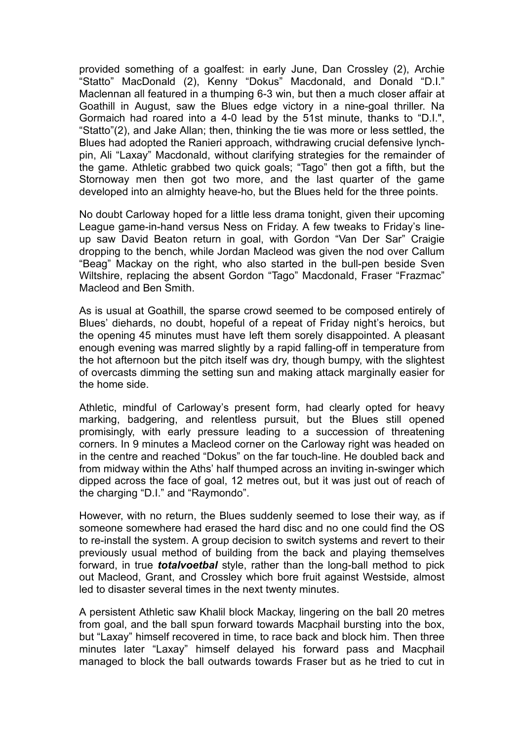provided something of a goalfest: in early June, Dan Crossley (2), Archie "Statto" MacDonald (2), Kenny "Dokus" Macdonald, and Donald "D.I." Maclennan all featured in a thumping 6-3 win, but then a much closer affair at Goathill in August, saw the Blues edge victory in a nine-goal thriller. Na Gormaich had roared into a 4-0 lead by the 51st minute, thanks to "D.I.", "Statto"(2), and Jake Allan; then, thinking the tie was more or less settled, the Blues had adopted the Ranieri approach, withdrawing crucial defensive lynch-pin, Ali "Laxay" Macdonald, without clarifying strategies for the remainder of the game. Athletic grabbed two quick goals; "Tago" then got a fifth, but the Stornoway men then got two more, and the last quarter of the game developed into an almighty heave-ho, but the Blues held for the three points.

No doubt Carloway hoped for a little less drama tonight, given their upcoming League game-in-hand versus Ness on Friday. A few tweaks to Friday's line-up saw David Beaton return in goal, with Gordon "Van Der Sar" Craigie dropping to the bench, while Jordan Macleod was given the nod over Callum "Beag" Mackay on the right, who also started in the bull-pen beside Sven Wiltshire, replacing the absent Gordon "Tago" Macdonald, Fraser "Frazmac" Macleod and Ben Smith.

As is usual at Goathill, the sparse crowd seemed to be composed entirely of Blues' diehards, no doubt, hopeful of a repeat of Friday night's heroics, but the opening 45 minutes must have left them sorely disappointed. A pleasant enough evening was marred slightly by a rapid falling-off in temperature from the hot afternoon but the pitch itself was dry, though bumpy, with the slightest of overcasts dimming the setting sun and making attack marginally easier for the home side.

Athletic, mindful of Carloway's present form, had clearly opted for heavy marking, badgering, and relentless pursuit, but the Blues still opened promisingly, with early pressure leading to a succession of threatening corners. In 9 minutes a Macleod corner on the Carloway right was headed on in the centre and reached "Dokus" on the far touch-line. He doubled back and from midway within the Aths' half thumped across an inviting in-swinger which dipped across the face of goal, 12 metres out, but it was just out of reach of the charging "D.I." and "Raymondo".

However, with no return, the Blues suddenly seemed to lose their way, as if someone somewhere had erased the hard disc and no one could find the OS to re-install the system. A group decision to switch systems and revert to their previously usual method of building from the back and playing themselves forward, in true ***totalvoetbal*** style, rather than the long-ball method to pick out Macleod, Grant, and Crossley which bore fruit against Westside, almost led to disaster several times in the next twenty minutes.

A persistent Athletic saw Khalil block Mackay, lingering on the ball 20 metres from goal, and the ball spun forward towards Macphail bursting into the box, but "Laxay" himself recovered in time, to race back and block him. Then three minutes later "Laxay" himself delayed his forward pass and Macphail managed to block the ball outwards towards Fraser but as he tried to cut in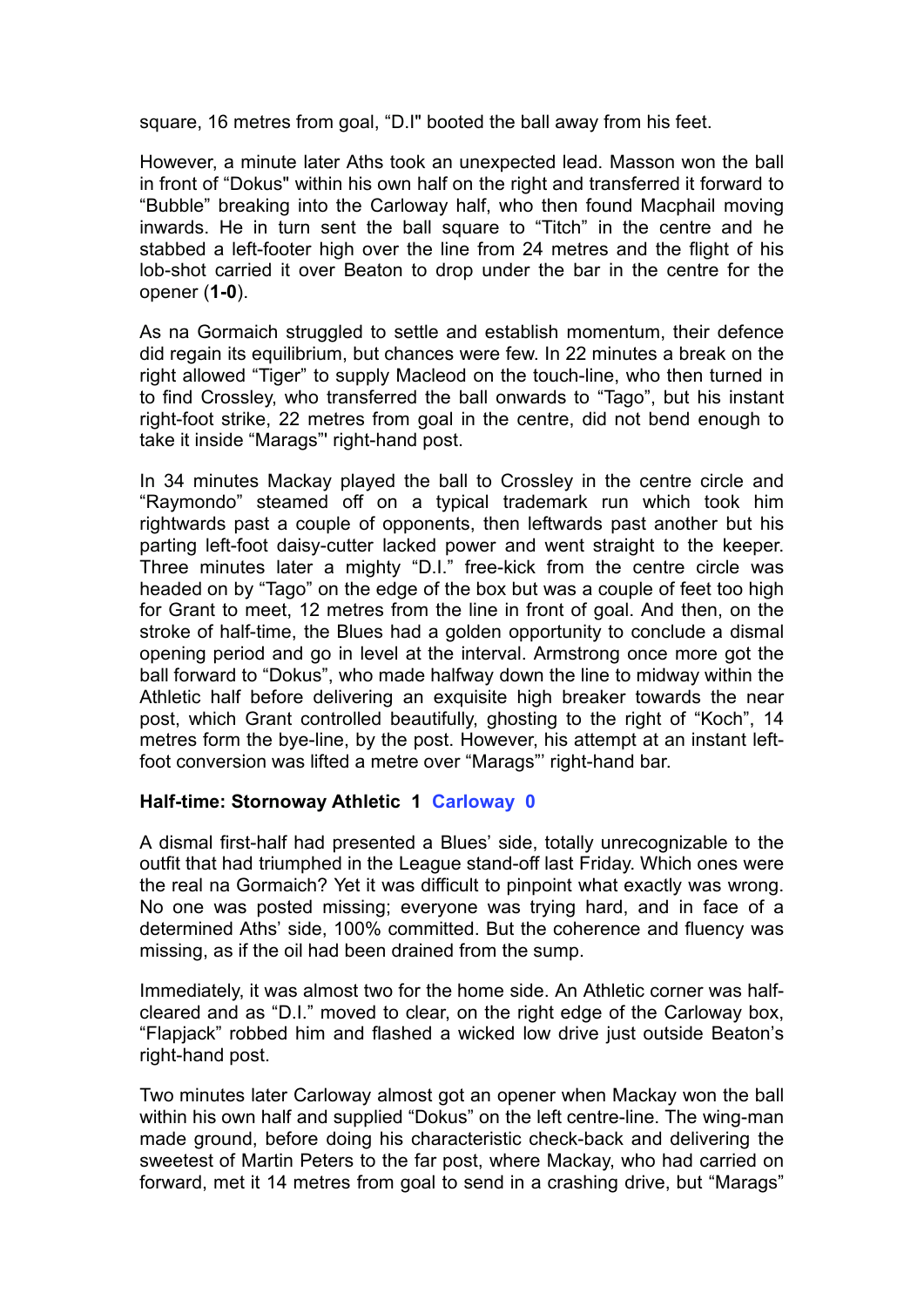square, 16 metres from goal, "D.I" booted the ball away from his feet.

However, a minute later Aths took an unexpected lead. Masson won the ball in front of "Dokus" within his own half on the right and transferred it forward to "Bubble" breaking into the Carloway half, who then found Macphail moving inwards. He in turn sent the ball square to "Titch" in the centre and he stabbed a left-footer high over the line from 24 metres and the flight of his lob-shot carried it over Beaton to drop under the bar in the centre for the opener (**1-0**).

As na Gormaich struggled to settle and establish momentum, their defence did regain its equilibrium, but chances were few. In 22 minutes a break on the right allowed "Tiger" to supply Macleod on the touch-line, who then turned in to find Crossley, who transferred the ball onwards to "Tago", but his instant right-foot strike, 22 metres from goal in the centre, did not bend enough to take it inside "Marags"' right-hand post.

In 34 minutes Mackay played the ball to Crossley in the centre circle and "Raymondo" steamed off on a typical trademark run which took him rightwards past a couple of opponents, then leftwards past another but his parting left-foot daisy-cutter lacked power and went straight to the keeper. Three minutes later a mighty "D.I." free-kick from the centre circle was headed on by "Tago" on the edge of the box but was a couple of feet too high for Grant to meet, 12 metres from the line in front of goal. And then, on the stroke of half-time, the Blues had a golden opportunity to conclude a dismal opening period and go in level at the interval. Armstrong once more got the ball forward to "Dokus", who made halfway down the line to midway within the Athletic half before delivering an exquisite high breaker towards the near post, which Grant controlled beautifully, ghosting to the right of "Koch", 14 metres form the bye-line, by the post. However, his attempt at an instant left-foot conversion was lifted a metre over "Marags"' right-hand bar.

**Half-time: Stornoway Athletic 1 Carloway 0**

A dismal first-half had presented a Blues' side, totally unrecognizable to the outfit that had triumphed in the League stand-off last Friday. Which ones were the real na Gormaich? Yet it was difficult to pinpoint what exactly was wrong. No one was posted missing; everyone was trying hard, and in face of a determined Aths' side, 100% committed. But the coherence and fluency was missing, as if the oil had been drained from the sump.

Immediately, it was almost two for the home side. An Athletic corner was half-cleared and as "D.I." moved to clear, on the right edge of the Carloway box, "Flapjack" robbed him and flashed a wicked low drive just outside Beaton's right-hand post.

Two minutes later Carloway almost got an opener when Mackay won the ball within his own half and supplied "Dokus" on the left centre-line. The wing-man made ground, before doing his characteristic check-back and delivering the sweetest of Martin Peters to the far post, where Mackay, who had carried on forward, met it 14 metres from goal to send in a crashing drive, but "Marags"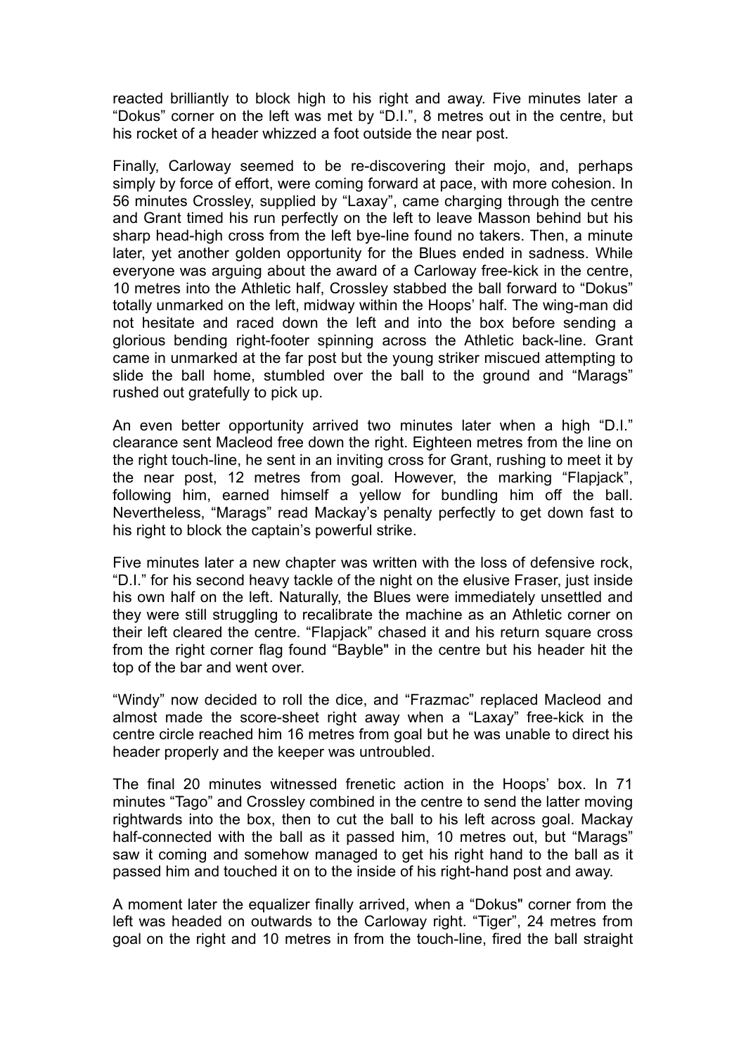reacted brilliantly to block high to his right and away. Five minutes later a "Dokus" corner on the left was met by "D.I.", 8 metres out in the centre, but his rocket of a header whizzed a foot outside the near post.

Finally, Carloway seemed to be re-discovering their mojo, and, perhaps simply by force of effort, were coming forward at pace, with more cohesion. In 56 minutes Crossley, supplied by "Laxay", came charging through the centre and Grant timed his run perfectly on the left to leave Masson behind but his sharp head-high cross from the left bye-line found no takers. Then, a minute later, yet another golden opportunity for the Blues ended in sadness. While everyone was arguing about the award of a Carloway free-kick in the centre, 10 metres into the Athletic half, Crossley stabbed the ball forward to "Dokus" totally unmarked on the left, midway within the Hoops' half. The wing-man did not hesitate and raced down the left and into the box before sending a glorious bending right-footer spinning across the Athletic back-line. Grant came in unmarked at the far post but the young striker miscued attempting to slide the ball home, stumbled over the ball to the ground and "Marags" rushed out gratefully to pick up.

An even better opportunity arrived two minutes later when a high "D.I." clearance sent Macleod free down the right. Eighteen metres from the line on the right touch-line, he sent in an inviting cross for Grant, rushing to meet it by the near post, 12 metres from goal. However, the marking "Flapjack", following him, earned himself a yellow for bundling him off the ball. Nevertheless, "Marags" read Mackay's penalty perfectly to get down fast to his right to block the captain's powerful strike.

Five minutes later a new chapter was written with the loss of defensive rock, "D.I." for his second heavy tackle of the night on the elusive Fraser, just inside his own half on the left. Naturally, the Blues were immediately unsettled and they were still struggling to recalibrate the machine as an Athletic corner on their left cleared the centre. "Flapjack" chased it and his return square cross from the right corner flag found "Bayble" in the centre but his header hit the top of the bar and went over.

"Windy" now decided to roll the dice, and "Frazmac" replaced Macleod and almost made the score-sheet right away when a "Laxay" free-kick in the centre circle reached him 16 metres from goal but he was unable to direct his header properly and the keeper was untroubled.

The final 20 minutes witnessed frenetic action in the Hoops' box. In 71 minutes "Tago" and Crossley combined in the centre to send the latter moving rightwards into the box, then to cut the ball to his left across goal. Mackay half-connected with the ball as it passed him, 10 metres out, but "Marags" saw it coming and somehow managed to get his right hand to the ball as it passed him and touched it on to the inside of his right-hand post and away.

A moment later the equalizer finally arrived, when a "Dokus" corner from the left was headed on outwards to the Carloway right. "Tiger", 24 metres from goal on the right and 10 metres in from the touch-line, fired the ball straight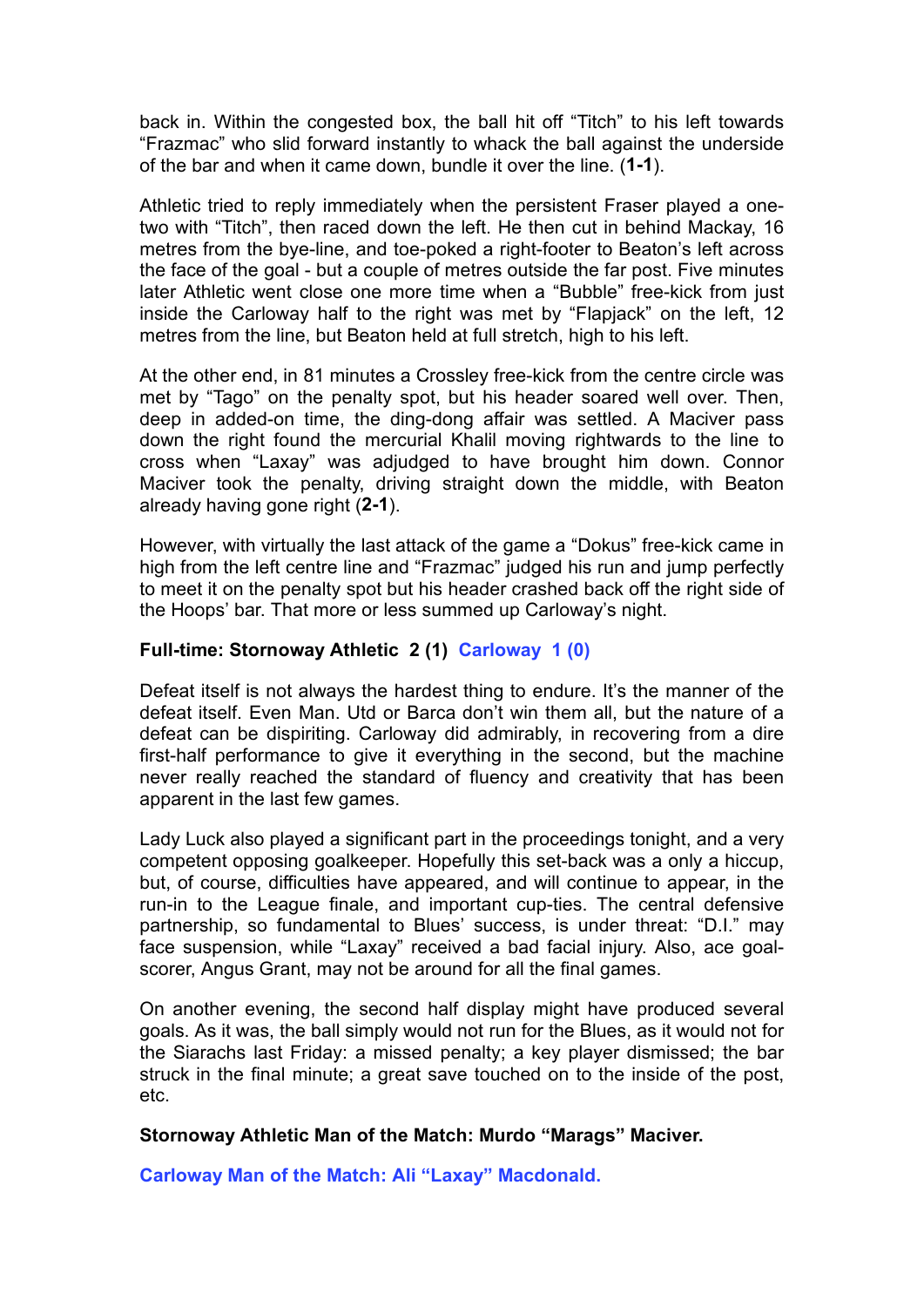back in. Within the congested box, the ball hit off "Titch" to his left towards "Frazmac" who slid forward instantly to whack the ball against the underside of the bar and when it came down, bundle it over the line. (**1-1**).

Athletic tried to reply immediately when the persistent Fraser played a one-two with "Titch", then raced down the left. He then cut in behind Mackay, 16 metres from the bye-line, and toe-poked a right-footer to Beaton's left across the face of the goal - but a couple of metres outside the far post. Five minutes later Athletic went close one more time when a "Bubble" free-kick from just inside the Carloway half to the right was met by "Flapjack" on the left, 12 metres from the line, but Beaton held at full stretch, high to his left.

At the other end, in 81 minutes a Crossley free-kick from the centre circle was met by "Tago" on the penalty spot, but his header soared well over. Then, deep in added-on time, the ding-dong affair was settled. A Maciver pass down the right found the mercurial Khalil moving rightwards to the line to cross when "Laxay" was adjudged to have brought him down. Connor Maciver took the penalty, driving straight down the middle, with Beaton already having gone right (**2-1**).

However, with virtually the last attack of the game a "Dokus" free-kick came in high from the left centre line and "Frazmac" judged his run and jump perfectly to meet it on the penalty spot but his header crashed back off the right side of the Hoops' bar. That more or less summed up Carloway's night.

**Full-time: Stornoway Athletic 2 (1) Carloway 1 (0)**

Defeat itself is not always the hardest thing to endure. It's the manner of the defeat itself. Even Man. Utd or Barca don't win them all, but the nature of a defeat can be dispiriting. Carloway did admirably, in recovering from a dire first-half performance to give it everything in the second, but the machine never really reached the standard of fluency and creativity that has been apparent in the last few games.

Lady Luck also played a significant part in the proceedings tonight, and a very competent opposing goalkeeper. Hopefully this set-back was a only a hiccup, but, of course, difficulties have appeared, and will continue to appear, in the run-in to the League finale, and important cup-ties. The central defensive partnership, so fundamental to Blues' success, is under threat: "D.I." may face suspension, while "Laxay" received a bad facial injury. Also, ace goal-scorer, Angus Grant, may not be around for all the final games.

On another evening, the second half display might have produced several goals. As it was, the ball simply would not run for the Blues, as it would not for the Siarachs last Friday: a missed penalty; a key player dismissed; the bar struck in the final minute; a great save touched on to the inside of the post, etc.

**Stornoway Athletic Man of the Match: Murdo "Marags" Maciver.**

**Carloway Man of the Match: Ali "Laxay" Macdonald.**